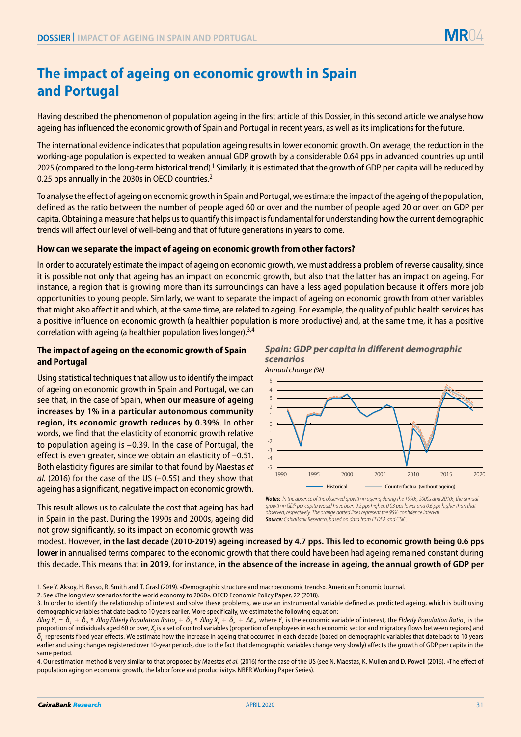# The impact of ageing on economic growth in Spain and Portugal

Having described the phenomenon of population ageing in the first article of this Dossier, in this second article we analyse how ageing has influenced the economic growth of Spain and Portugal in recent years, as well as its implications for the future.

The international evidence indicates that population ageing results in lower economic growth. On average, the reduction in the working-age population is expected to weaken annual GDP growth by a considerable 0.64 pps in advanced countries up until 2025 (compared to the long-term historical trend).[1] Similarly, it is estimated that the growth of GDP per capita will be reduced by 0.25 pps annually in the 2030s in OECD countries.[2]

To analyse the effect of ageing on economic growth in Spain and Portugal, we estimate the impact of the ageing of the population, defined as the ratio between the number of people aged 60 or over and the number of people aged 20 or over, on GDP per capita. Obtaining a measure that helps us to quantify this impact is fundamental for understanding how the current demographic trends will affect our level of well-being and that of future generations in years to come.

### How can we separate the impact of ageing on economic growth from other factors?

In order to accurately estimate the impact of ageing on economic growth, we must address a problem of reverse causality, since it is possible not only that ageing has an impact on economic growth, but also that the latter has an impact on ageing. For instance, a region that is growing more than its surroundings can have a less aged population because it offers more job opportunities to young people. Similarly, we want to separate the impact of ageing on economic growth from other variables that might also affect it and which, at the same time, are related to ageing. For example, the quality of public health services has a positive influence on economic growth (a healthier population is more productive) and, at the same time, it has a positive correlation with ageing (a healthier population lives longer).[3,4]

### The impact of ageing on the economic growth of Spain and Portugal

Using statistical techniques that allow us to identify the impact of ageing on economic growth in Spain and Portugal, we can see that, in the case of Spain, **when our measure of ageing increases by 1% in a particular autonomous community region, its economic growth reduces by 0.39%**. In other words, we find that the elasticity of economic growth relative to population ageing is –0.39. In the case of Portugal, the effect is even greater, since we obtain an elasticity of –0.51. Both elasticity figures are similar to that found by Maestas *et al.* (2016) for the case of the US (–0.55) and they show that ageing has a significant, negative impact on economic growth.

***Spain: GDP per capita in different demographic scenarios***

*Annual change (%)*

*Notes: In the absence of the observed growth in ageing during the 1990s, 2000s and 2010s, the annual growth in GDP per capita would have been 0.2 pps higher, 0.03 pps lower and 0.6 pps higher than that observed, respectively. The orange dotted lines represent the 95% confidence interval.*
***Source:*** *CaixaBank Research, based on data from FEDEA and CSIC.*

This result allows us to calculate the cost that ageing has had in Spain in the past. During the 1990s and 2000s, ageing did not grow significantly, so its impact on economic growth was modest. However, **in the last decade (2010-2019) ageing increased by 4.7 pps. This led to economic growth being 0.6 pps lower** in annualised terms compared to the economic growth that there could have been had ageing remained constant during this decade. This means that **in 2019**, for instance, **in the absence of the increase in ageing, the annual growth of GDP per**

1. See Y. Aksoy, H. Basso, R. Smith and T. Grasl (2019). «Demographic structure and macroeconomic trends». American Economic Journal.

2. See «The long view scenarios for the world economy to 2060». OECD Economic Policy Paper, 22 (2018).

3. In order to identify the relationship of interest and solve these problems, we use an instrumental variable defined as predicted ageing, which is built using demographic variables that date back to 10 years earlier. More specifically, we estimate the following equation:
$\Delta log\, Y_t = \delta_1 + \delta_2 * \Delta log\, Elderly\, Population\, Ratio_t + \delta_3 * \Delta log\, X_t + \delta_t + \Delta\varepsilon_t$, where $Y_t$ is the economic variable of interest, the *Elderly Population Ratio*$_t$ is the proportion of individuals aged 60 or over, $X_t$ is a set of control variables (proportion of employees in each economic sector and migratory flows between regions) and $\delta_t$ represents fixed year effects. We estimate how the increase in ageing that occurred in each decade (based on demographic variables that date back to 10 years earlier and using changes registered over 10-year periods, due to the fact that demographic variables change very slowly) affects the growth of GDP per capita in the same period.

4. Our estimation method is very similar to that proposed by Maestas *et al.* (2016) for the case of the US (see N. Maestas, K. Mullen and D. Powell (2016). «The effect of population aging on economic growth, the labor force and productivity». NBER Working Paper Series).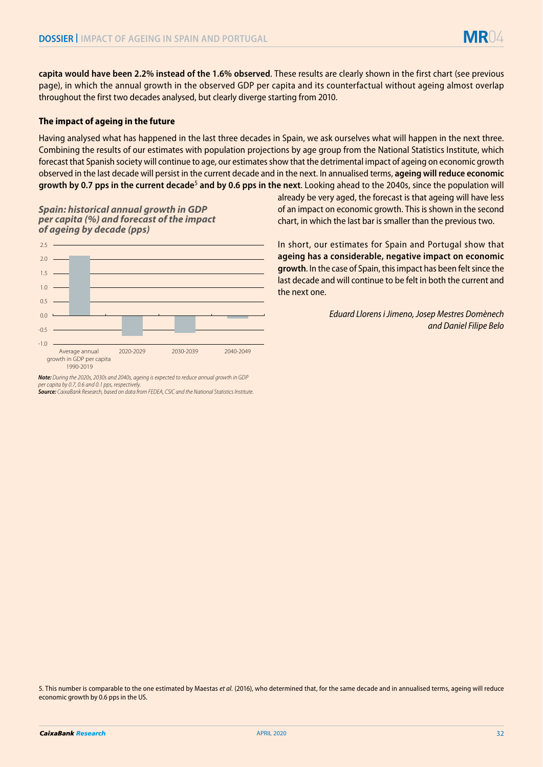**capita would have been 2.2% instead of the 1.6% observed**. These results are clearly shown in the first chart (see previous page), in which the annual growth in the observed GDP per capita and its counterfactual without ageing almost overlap throughout the first two decades analysed, but clearly diverge starting from 2010.

**The impact of ageing in the future**

Having analysed what has happened in the last three decades in Spain, we ask ourselves what will happen in the next three. Combining the results of our estimates with population projections by age group from the National Statistics Institute, which forecast that Spanish society will continue to age, our estimates show that the detrimental impact of ageing on economic growth observed in the last decade will persist in the current decade and in the next. In annualised terms, **ageing will reduce economic growth by 0.7 pps in the current decade**[5] **and by 0.6 pps in the next**. Looking ahead to the 2040s, since the population will already be very aged, the forecast is that ageing will have less of an impact on economic growth. This is shown in the second chart, in which the last bar is smaller than the previous two.

***Spain: historical annual growth in GDP per capita (%) and forecast of the impact of ageing by decade (pps)***

2.5
2.0
1.5
1.0
0.5
0.0
-0.5
-1.0

Average annual growth in GDP per capita 1990-2019
2020-2029
2030-2039
2040-2049

***Note:*** *During the 2020s, 2030s and 2040s, ageing is expected to reduce annual growth in GDP per capita by 0.7, 0.6 and 0.1 pps, respectively.*
***Source:*** *CaixaBank Research, based on data from FEDEA, CSIC and the National Statistics Institute.*

In short, our estimates for Spain and Portugal show that **ageing has a considerable, negative impact on economic growth**. In the case of Spain, this impact has been felt since the last decade and will continue to be felt in both the current and the next one.

*Eduard Llorens i Jimeno, Josep Mestres Domènech and Daniel Filipe Belo*

5. This number is comparable to the one estimated by Maestas *et al.* (2016), who determined that, for the same decade and in annualised terms, ageing will reduce economic growth by 0.6 pps in the US.